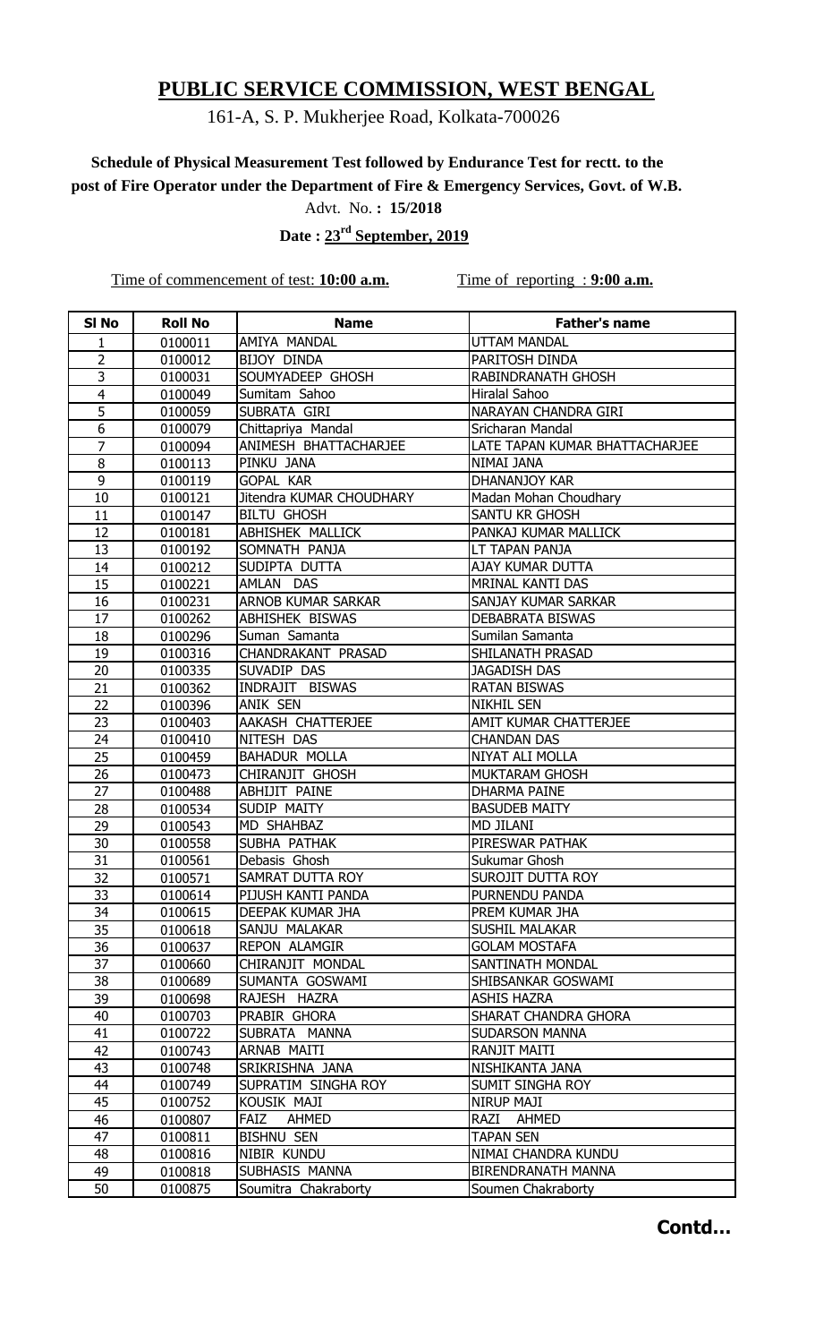# PUBLIC SERVICE COMMISSION, WEST BENGAL

161-A, S. P. Mukherjee Road, Kolkata-700026

**Schedule of Physical Measurement Test followed by Endurance Test for rectt. to the post of Fire Operator under the Department of Fire & Emergency Services, Govt. of W.B.**

Advt. No. **: 15/2018**

**Date : 23rd September, 2019**

Time of commencement of test: **10:00 a.m.** Time of reporting : **9:00 a.m.**

| Sl No | Roll No | Name | Father's name |
|---|---|---|---|
| 1 | 0100011 | AMIYA MANDAL | UTTAM MANDAL |
| 2 | 0100012 | BIJOY DINDA | PARITOSH DINDA |
| 3 | 0100031 | SOUMYADEEP GHOSH | RABINDRANATH GHOSH |
| 4 | 0100049 | Sumitam Sahoo | Hiralal Sahoo |
| 5 | 0100059 | SUBRATA GIRI | NARAYAN CHANDRA GIRI |
| 6 | 0100079 | Chittapriya Mandal | Sricharan Mandal |
| 7 | 0100094 | ANIMESH BHATTACHARJEE | LATE TAPAN KUMAR BHATTACHARJEE |
| 8 | 0100113 | PINKU JANA | NIMAI JANA |
| 9 | 0100119 | GOPAL KAR | DHANANJOY KAR |
| 10 | 0100121 | Jitendra KUMAR CHOUDHARY | Madan Mohan Choudhary |
| 11 | 0100147 | BILTU GHOSH | SANTU KR GHOSH |
| 12 | 0100181 | ABHISHEK MALLICK | PANKAJ KUMAR MALLICK |
| 13 | 0100192 | SOMNATH PANJA | LT TAPAN PANJA |
| 14 | 0100212 | SUDIPTA DUTTA | AJAY KUMAR DUTTA |
| 15 | 0100221 | AMLAN DAS | MRINAL KANTI DAS |
| 16 | 0100231 | ARNOB KUMAR SARKAR | SANJAY KUMAR SARKAR |
| 17 | 0100262 | ABHISHEK BISWAS | DEBABRATA BISWAS |
| 18 | 0100296 | Suman Samanta | Sumilan Samanta |
| 19 | 0100316 | CHANDRAKANT PRASAD | SHILANATH PRASAD |
| 20 | 0100335 | SUVADIP DAS | JAGADISH DAS |
| 21 | 0100362 | INDRAJIT BISWAS | RATAN BISWAS |
| 22 | 0100396 | ANIK SEN | NIKHIL SEN |
| 23 | 0100403 | AAKASH CHATTERJEE | AMIT KUMAR CHATTERJEE |
| 24 | 0100410 | NITESH DAS | CHANDAN DAS |
| 25 | 0100459 | BAHADUR MOLLA | NIYAT ALI MOLLA |
| 26 | 0100473 | CHIRANJIT GHOSH | MUKTARAM GHOSH |
| 27 | 0100488 | ABHIJIT PAINE | DHARMA PAINE |
| 28 | 0100534 | SUDIP MAITY | BASUDEB MAITY |
| 29 | 0100543 | MD SHAHBAZ | MD JILANI |
| 30 | 0100558 | SUBHA PATHAK | PIRESWAR PATHAK |
| 31 | 0100561 | Debasis Ghosh | Sukumar Ghosh |
| 32 | 0100571 | SAMRAT DUTTA ROY | SUROJIT DUTTA ROY |
| 33 | 0100614 | PIJUSH KANTI PANDA | PURNENDU PANDA |
| 34 | 0100615 | DEEPAK KUMAR JHA | PREM KUMAR JHA |
| 35 | 0100618 | SANJU MALAKAR | SUSHIL MALAKAR |
| 36 | 0100637 | REPON ALAMGIR | GOLAM MOSTAFA |
| 37 | 0100660 | CHIRANJIT MONDAL | SANTINATH MONDAL |
| 38 | 0100689 | SUMANTA GOSWAMI | SHIBSANKAR GOSWAMI |
| 39 | 0100698 | RAJESH HAZRA | ASHIS HAZRA |
| 40 | 0100703 | PRABIR GHORA | SHARAT CHANDRA GHORA |
| 41 | 0100722 | SUBRATA MANNA | SUDARSON MANNA |
| 42 | 0100743 | ARNAB MAITI | RANJIT MAITI |
| 43 | 0100748 | SRIKRISHNA JANA | NISHIKANTA JANA |
| 44 | 0100749 | SUPRATIM SINGHA ROY | SUMIT SINGHA ROY |
| 45 | 0100752 | KOUSIK MAJI | NIRUP MAJI |
| 46 | 0100807 | FAIZ AHMED | RAZI AHMED |
| 47 | 0100811 | BISHNU SEN | TAPAN SEN |
| 48 | 0100816 | NIBIR KUNDU | NIMAI CHANDRA KUNDU |
| 49 | 0100818 | SUBHASIS MANNA | BIRENDRANATH MANNA |
| 50 | 0100875 | Soumitra Chakraborty | Soumen Chakraborty |

**Contd…**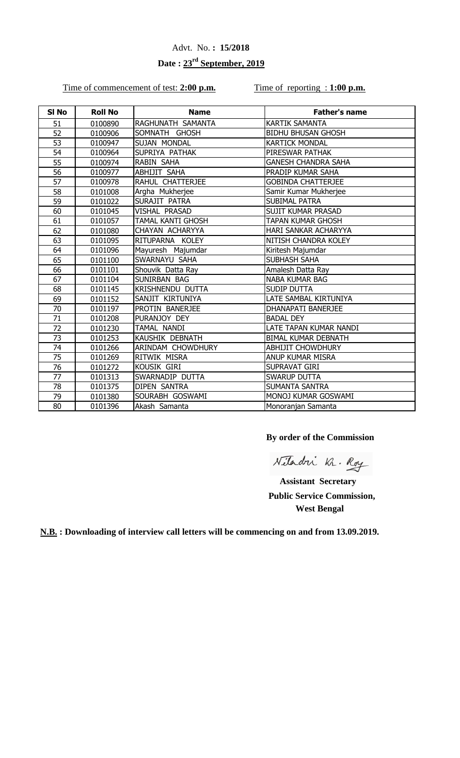Advt. No. **: 15/2018**

**Date : 23rd September, 2019**

Time of commencement of test: **2:00 p.m.**  Time of reporting : **1:00 p.m.**

| Sl No | Roll No | Name | Father's name |
|---|---|---|---|
| 51 | 0100890 | RAGHUNATH SAMANTA | KARTIK SAMANTA |
| 52 | 0100906 | SOMNATH GHOSH | BIDHU BHUSAN GHOSH |
| 53 | 0100947 | SUJAN MONDAL | KARTICK MONDAL |
| 54 | 0100964 | SUPRIYA PATHAK | PIRESWAR PATHAK |
| 55 | 0100974 | RABIN SAHA | GANESH CHANDRA SAHA |
| 56 | 0100977 | ABHIJIT SAHA | PRADIP KUMAR SAHA |
| 57 | 0100978 | RAHUL CHATTERJEE | GOBINDA CHATTERJEE |
| 58 | 0101008 | Argha Mukherjee | Samir Kumar Mukherjee |
| 59 | 0101022 | SURAJIT PATRA | SUBIMAL PATRA |
| 60 | 0101045 | VISHAL PRASAD | SUJIT KUMAR PRASAD |
| 61 | 0101057 | TAMAL KANTI GHOSH | TAPAN KUMAR GHOSH |
| 62 | 0101080 | CHAYAN ACHARYYA | HARI SANKAR ACHARYYA |
| 63 | 0101095 | RITUPARNA KOLEY | NITISH CHANDRA KOLEY |
| 64 | 0101096 | Mayuresh Majumdar | Kiritesh Majumdar |
| 65 | 0101100 | SWARNAYU SAHA | SUBHASH SAHA |
| 66 | 0101101 | Shouvik Datta Ray | Amalesh Datta Ray |
| 67 | 0101104 | SUNIRBAN BAG | NABA KUMAR BAG |
| 68 | 0101145 | KRISHNENDU DUTTA | SUDIP DUTTA |
| 69 | 0101152 | SANJIT KIRTUNIYA | LATE SAMBAL KIRTUNIYA |
| 70 | 0101197 | PROTIN BANERJEE | DHANAPATI BANERJEE |
| 71 | 0101208 | PURANJOY DEY | BADAL DEY |
| 72 | 0101230 | TAMAL NANDI | LATE TAPAN KUMAR NANDI |
| 73 | 0101253 | KAUSHIK DEBNATH | BIMAL KUMAR DEBNATH |
| 74 | 0101266 | ARINDAM CHOWDHURY | ABHIJIT CHOWDHURY |
| 75 | 0101269 | RITWIK MISRA | ANUP KUMAR MISRA |
| 76 | 0101272 | KOUSIK GIRI | SUPRAVAT GIRI |
| 77 | 0101313 | SWARNADIP DUTTA | SWARUP DUTTA |
| 78 | 0101375 | DIPEN SANTRA | SUMANTA SANTRA |
| 79 | 0101380 | SOURABH GOSWAMI | MONOJ KUMAR GOSWAMI |
| 80 | 0101396 | Akash Samanta | Monoranjan Samanta |

**By order of the Commission**

Niladri Kr. Roy

**Assistant Secretary**
**Public Service Commission,**
**West Bengal**

**N.B. : Downloading of interview call letters will be commencing on and from 13.09.2019.**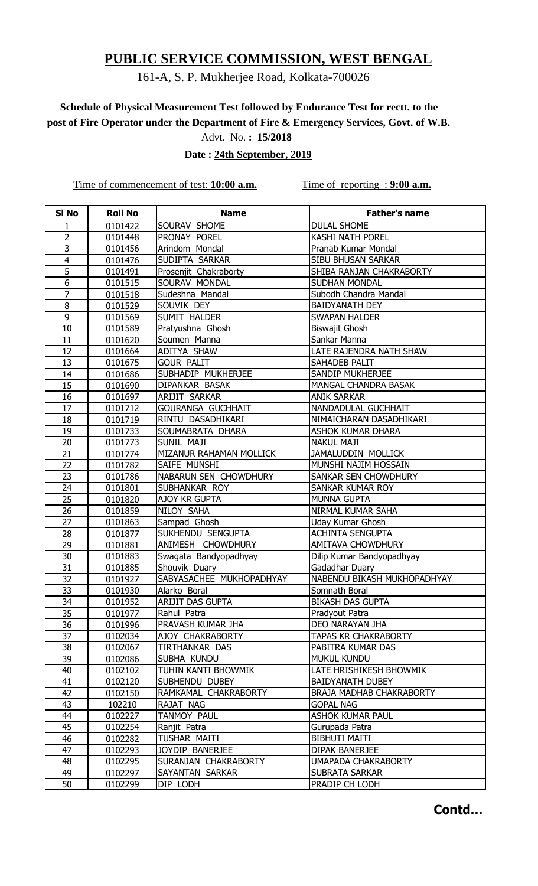# PUBLIC SERVICE COMMISSION, WEST BENGAL

161-A, S. P. Mukherjee Road, Kolkata-700026

**Schedule of Physical Measurement Test followed by Endurance Test for rectt. to the post of Fire Operator under the Department of Fire & Emergency Services, Govt. of W.B.**

Advt. No. **: 15/2018**

**Date : 24th September, 2019**

Time of commencement of test: **10:00 a.m.** Time of reporting : **9:00 a.m.**

| Sl No | Roll No | Name | Father's name |
|---|---|---|---|
| 1 | 0101422 | SOURAV SHOME | DULAL SHOME |
| 2 | 0101448 | PRONAY POREL | KASHI NATH POREL |
| 3 | 0101456 | Arindom Mondal | Pranab Kumar Mondal |
| 4 | 0101476 | SUDIPTA SARKAR | SIBU BHUSAN SARKAR |
| 5 | 0101491 | Prosenjit Chakraborty | SHIBA RANJAN CHAKRABORTY |
| 6 | 0101515 | SOURAV MONDAL | SUDHAN MONDAL |
| 7 | 0101518 | Sudeshna Mandal | Subodh Chandra Mandal |
| 8 | 0101529 | SOUVIK DEY | BAIDYANATH DEY |
| 9 | 0101569 | SUMIT HALDER | SWAPAN HALDER |
| 10 | 0101589 | Pratyushna Ghosh | Biswajit Ghosh |
| 11 | 0101620 | Soumen Manna | Sankar Manna |
| 12 | 0101664 | ADITYA SHAW | LATE RAJENDRA NATH SHAW |
| 13 | 0101675 | GOUR PALIT | SAHADEB PALIT |
| 14 | 0101686 | SUBHADIP MUKHERJEE | SANDIP MUKHERJEE |
| 15 | 0101690 | DIPANKAR BASAK | MANGAL CHANDRA BASAK |
| 16 | 0101697 | ARIJIT SARKAR | ANIK SARKAR |
| 17 | 0101712 | GOURANGA GUCHHAIT | NANDADULAL GUCHHAIT |
| 18 | 0101719 | RINTU DASADHIKARI | NIMAICHARAN DASADHIKARI |
| 19 | 0101733 | SOUMABRATA DHARA | ASHOK KUMAR DHARA |
| 20 | 0101773 | SUNIL MAJI | NAKUL MAJI |
| 21 | 0101774 | MIZANUR RAHAMAN MOLLICK | JAMALUDDIN MOLLICK |
| 22 | 0101782 | SAIFE MUNSHI | MUNSHI NAJIM HOSSAIN |
| 23 | 0101786 | NABARUN SEN CHOWDHURY | SANKAR SEN CHOWDHURY |
| 24 | 0101801 | SUBHANKAR ROY | SANKAR KUMAR ROY |
| 25 | 0101820 | AJOY KR GUPTA | MUNNA GUPTA |
| 26 | 0101859 | NILOY SAHA | NIRMAL KUMAR SAHA |
| 27 | 0101863 | Sampad Ghosh | Uday Kumar Ghosh |
| 28 | 0101877 | SUKHENDU SENGUPTA | ACHINTA SENGUPTA |
| 29 | 0101881 | ANIMESH CHOWDHURY | AMITAVA CHOWDHURY |
| 30 | 0101883 | Swagata Bandyopadhyay | Dilip Kumar Bandyopadhyay |
| 31 | 0101885 | Shouvik Duary | Gadadhar Duary |
| 32 | 0101927 | SABYASACHEE MUKHOPADHYAY | NABENDU BIKASH MUKHOPADHYAY |
| 33 | 0101930 | Alarko Boral | Somnath Boral |
| 34 | 0101952 | ARIJIT DAS GUPTA | BIKASH DAS GUPTA |
| 35 | 0101977 | Rahul Patra | Pradyout Patra |
| 36 | 0101996 | PRAVASH KUMAR JHA | DEO NARAYAN JHA |
| 37 | 0102034 | AJOY CHAKRABORTY | TAPAS KR CHAKRABORTY |
| 38 | 0102067 | TIRTHANKAR DAS | PABITRA KUMAR DAS |
| 39 | 0102086 | SUBHA KUNDU | MUKUL KUNDU |
| 40 | 0102102 | TUHIN KANTI BHOWMIK | LATE HRISHIKESH BHOWMIK |
| 41 | 0102120 | SUBHENDU DUBEY | BAIDYANATH DUBEY |
| 42 | 0102150 | RAMKAMAL CHAKRABORTY | BRAJA MADHAB CHAKRABORTY |
| 43 | 102210 | RAJAT NAG | GOPAL NAG |
| 44 | 0102227 | TANMOY PAUL | ASHOK KUMAR PAUL |
| 45 | 0102254 | Ranjit Patra | Gurupada Patra |
| 46 | 0102282 | TUSHAR MAITI | BIBHUTI MAITI |
| 47 | 0102293 | JOYDIP BANERJEE | DIPAK BANERJEE |
| 48 | 0102295 | SURANJAN CHAKRABORTY | UMAPADA CHAKRABORTY |
| 49 | 0102297 | SAYANTAN SARKAR | SUBRATA SARKAR |
| 50 | 0102299 | DIP LODH | PRADIP CH LODH |

**Contd…**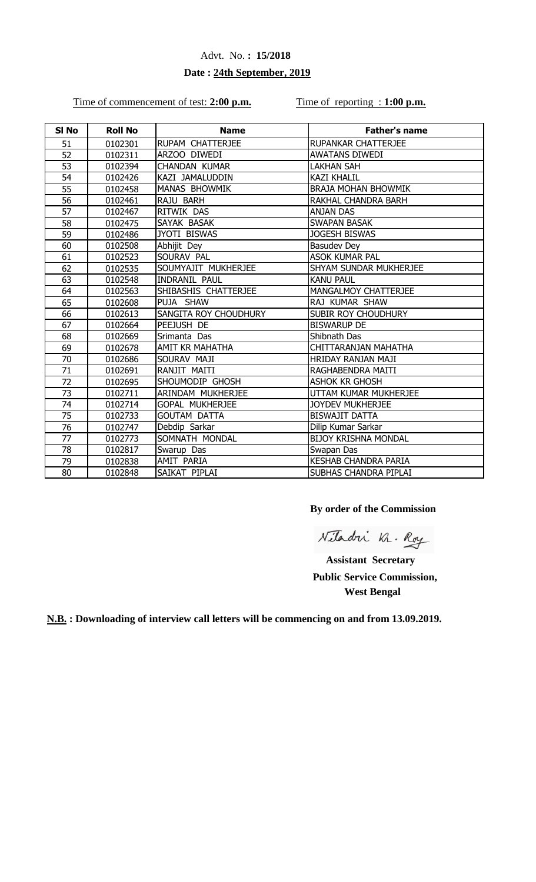Advt. No. **: 15/2018**

**Date : 24th September, 2019**

Time of commencement of test: **2:00 p.m.** Time of reporting : **1:00 p.m.**

| Sl No | Roll No | Name | Father's name |
|---|---|---|---|
| 51 | 0102301 | RUPAM CHATTERJEE | RUPANKAR CHATTERJEE |
| 52 | 0102311 | ARZOO DIWEDI | AWATANS DIWEDI |
| 53 | 0102394 | CHANDAN KUMAR | LAKHAN SAH |
| 54 | 0102426 | KAZI JAMALUDDIN | KAZI KHALIL |
| 55 | 0102458 | MANAS BHOWMIK | BRAJA MOHAN BHOWMIK |
| 56 | 0102461 | RAJU BARH | RAKHAL CHANDRA BARH |
| 57 | 0102467 | RITWIK DAS | ANJAN DAS |
| 58 | 0102475 | SAYAK BASAK | SWAPAN BASAK |
| 59 | 0102486 | JYOTI BISWAS | JOGESH BISWAS |
| 60 | 0102508 | Abhijit Dey | Basudev Dey |
| 61 | 0102523 | SOURAV PAL | ASOK KUMAR PAL |
| 62 | 0102535 | SOUMYAJIT MUKHERJEE | SHYAM SUNDAR MUKHERJEE |
| 63 | 0102548 | INDRANIL PAUL | KANU PAUL |
| 64 | 0102563 | SHIBASHIS CHATTERJEE | MANGALMOY CHATTERJEE |
| 65 | 0102608 | PUJA SHAW | RAJ KUMAR SHAW |
| 66 | 0102613 | SANGITA ROY CHOUDHURY | SUBIR ROY CHOUDHURY |
| 67 | 0102664 | PEEJUSH DE | BISWARUP DE |
| 68 | 0102669 | Srimanta Das | Shibnath Das |
| 69 | 0102678 | AMIT KR MAHATHA | CHITTARANJAN MAHATHA |
| 70 | 0102686 | SOURAV MAJI | HRIDAY RANJAN MAJI |
| 71 | 0102691 | RANJIT MAITI | RAGHABENDRA MAITI |
| 72 | 0102695 | SHOUMODIP GHOSH | ASHOK KR GHOSH |
| 73 | 0102711 | ARINDAM MUKHERJEE | UTTAM KUMAR MUKHERJEE |
| 74 | 0102714 | GOPAL MUKHERJEE | JOYDEV MUKHERJEE |
| 75 | 0102733 | GOUTAM DATTA | BISWAJIT DATTA |
| 76 | 0102747 | Debdip Sarkar | Dilip Kumar Sarkar |
| 77 | 0102773 | SOMNATH MONDAL | BIJOY KRISHNA MONDAL |
| 78 | 0102817 | Swarup Das | Swapan Das |
| 79 | 0102838 | AMIT PARIA | KESHAB CHANDRA PARIA |
| 80 | 0102848 | SAIKAT PIPLAI | SUBHAS CHANDRA PIPLAI |

**By order of the Commission**

Niladri Kr. Roy

**Assistant Secretary**

**Public Service Commission,**

**West Bengal**

**N.B. : Downloading of interview call letters will be commencing on and from 13.09.2019.**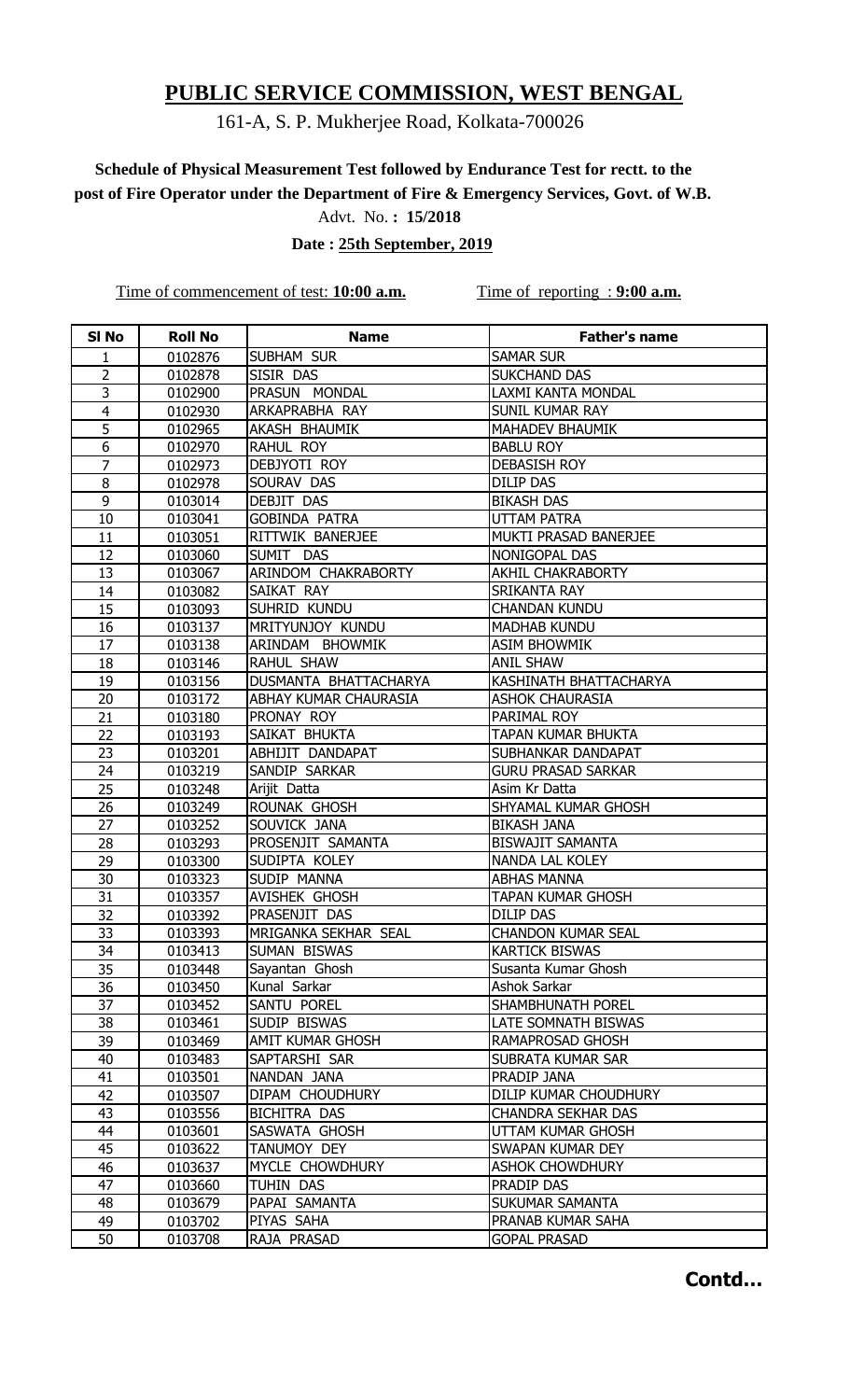# PUBLIC SERVICE COMMISSION, WEST BENGAL

161-A, S. P. Mukherjee Road, Kolkata-700026

**Schedule of Physical Measurement Test followed by Endurance Test for rectt. to the post of Fire Operator under the Department of Fire & Emergency Services, Govt. of W.B.**

Advt. No. **: 15/2018**

**Date : 25th September, 2019**

Time of commencement of test: **10:00 a.m.** Time of reporting : **9:00 a.m.**

| Sl No | Roll No | Name | Father's name |
|---|---|---|---|
| 1 | 0102876 | SUBHAM SUR | SAMAR SUR |
| 2 | 0102878 | SISIR DAS | SUKCHAND DAS |
| 3 | 0102900 | PRASUN MONDAL | LAXMI KANTA MONDAL |
| 4 | 0102930 | ARKAPRABHA RAY | SUNIL KUMAR RAY |
| 5 | 0102965 | AKASH BHAUMIK | MAHADEV BHAUMIK |
| 6 | 0102970 | RAHUL ROY | BABLU ROY |
| 7 | 0102973 | DEBJYOTI ROY | DEBASISH ROY |
| 8 | 0102978 | SOURAV DAS | DILIP DAS |
| 9 | 0103014 | DEBJIT DAS | BIKASH DAS |
| 10 | 0103041 | GOBINDA PATRA | UTTAM PATRA |
| 11 | 0103051 | RITTWIK BANERJEE | MUKTI PRASAD BANERJEE |
| 12 | 0103060 | SUMIT DAS | NONIGOPAL DAS |
| 13 | 0103067 | ARINDOM CHAKRABORTY | AKHIL CHAKRABORTY |
| 14 | 0103082 | SAIKAT RAY | SRIKANTA RAY |
| 15 | 0103093 | SUHRID KUNDU | CHANDAN KUNDU |
| 16 | 0103137 | MRITYUNJOY KUNDU | MADHAB KUNDU |
| 17 | 0103138 | ARINDAM BHOWMIK | ASIM BHOWMIK |
| 18 | 0103146 | RAHUL SHAW | ANIL SHAW |
| 19 | 0103156 | DUSMANTA BHATTACHARYA | KASHINATH BHATTACHARYA |
| 20 | 0103172 | ABHAY KUMAR CHAURASIA | ASHOK CHAURASIA |
| 21 | 0103180 | PRONAY ROY | PARIMAL ROY |
| 22 | 0103193 | SAIKAT BHUKTA | TAPAN KUMAR BHUKTA |
| 23 | 0103201 | ABHIJIT DANDAPAT | SUBHANKAR DANDAPAT |
| 24 | 0103219 | SANDIP SARKAR | GURU PRASAD SARKAR |
| 25 | 0103248 | Arijit Datta | Asim Kr Datta |
| 26 | 0103249 | ROUNAK GHOSH | SHYAMAL KUMAR GHOSH |
| 27 | 0103252 | SOUVICK JANA | BIKASH JANA |
| 28 | 0103293 | PROSENJIT SAMANTA | BISWAJIT SAMANTA |
| 29 | 0103300 | SUDIPTA KOLEY | NANDA LAL KOLEY |
| 30 | 0103323 | SUDIP MANNA | ABHAS MANNA |
| 31 | 0103357 | AVISHEK GHOSH | TAPAN KUMAR GHOSH |
| 32 | 0103392 | PRASENJIT DAS | DILIP DAS |
| 33 | 0103393 | MRIGANKA SEKHAR SEAL | CHANDON KUMAR SEAL |
| 34 | 0103413 | SUMAN BISWAS | KARTICK BISWAS |
| 35 | 0103448 | Sayantan Ghosh | Susanta Kumar Ghosh |
| 36 | 0103450 | Kunal Sarkar | Ashok Sarkar |
| 37 | 0103452 | SANTU POREL | SHAMBHUNATH POREL |
| 38 | 0103461 | SUDIP BISWAS | LATE SOMNATH BISWAS |
| 39 | 0103469 | AMIT KUMAR GHOSH | RAMAPROSAD GHOSH |
| 40 | 0103483 | SAPTARSHI SAR | SUBRATA KUMAR SAR |
| 41 | 0103501 | NANDAN JANA | PRADIP JANA |
| 42 | 0103507 | DIPAM CHOUDHURY | DILIP KUMAR CHOUDHURY |
| 43 | 0103556 | BICHITRA DAS | CHANDRA SEKHAR DAS |
| 44 | 0103601 | SASWATA GHOSH | UTTAM KUMAR GHOSH |
| 45 | 0103622 | TANUMOY DEY | SWAPAN KUMAR DEY |
| 46 | 0103637 | MYCLE CHOWDHURY | ASHOK CHOWDHURY |
| 47 | 0103660 | TUHIN DAS | PRADIP DAS |
| 48 | 0103679 | PAPAI SAMANTA | SUKUMAR SAMANTA |
| 49 | 0103702 | PIYAS SAHA | PRANAB KUMAR SAHA |
| 50 | 0103708 | RAJA PRASAD | GOPAL PRASAD |

**Contd…**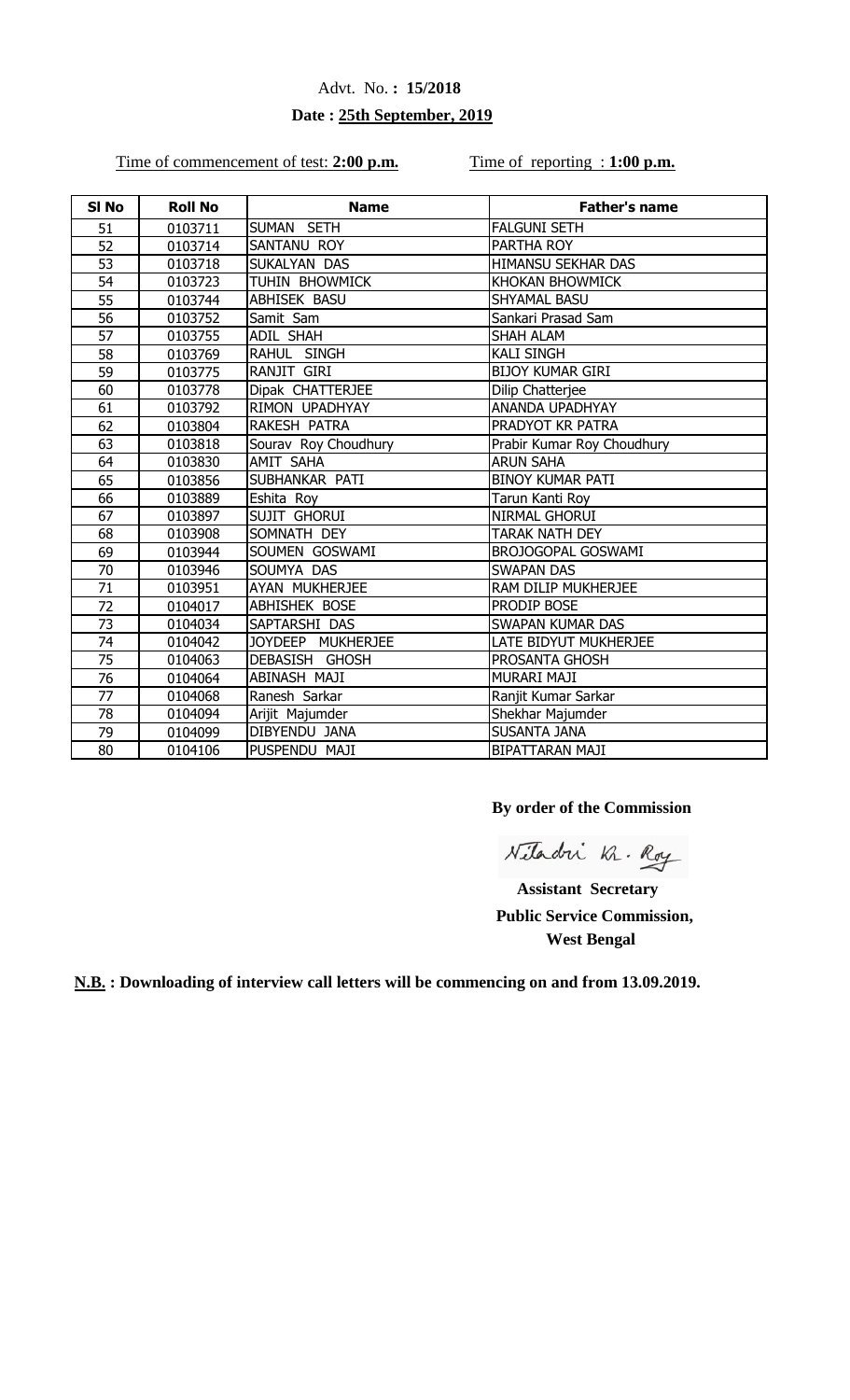Advt. No. **: 15/2018**

**Date : 25th September, 2019**

Time of commencement of test: **2:00 p.m.**    Time of reporting : **1:00 p.m.**

| Sl No | Roll No | Name | Father's name |
|---|---|---|---|
| 51 | 0103711 | SUMAN SETH | FALGUNI SETH |
| 52 | 0103714 | SANTANU ROY | PARTHA ROY |
| 53 | 0103718 | SUKALYAN DAS | HIMANSU SEKHAR DAS |
| 54 | 0103723 | TUHIN BHOWMICK | KHOKAN BHOWMICK |
| 55 | 0103744 | ABHISEK BASU | SHYAMAL BASU |
| 56 | 0103752 | Samit Sam | Sankari Prasad Sam |
| 57 | 0103755 | ADIL SHAH | SHAH ALAM |
| 58 | 0103769 | RAHUL SINGH | KALI SINGH |
| 59 | 0103775 | RANJIT GIRI | BIJOY KUMAR GIRI |
| 60 | 0103778 | Dipak CHATTERJEE | Dilip Chatterjee |
| 61 | 0103792 | RIMON UPADHYAY | ANANDA UPADHYAY |
| 62 | 0103804 | RAKESH PATRA | PRADYOT KR PATRA |
| 63 | 0103818 | Sourav Roy Choudhury | Prabir Kumar Roy Choudhury |
| 64 | 0103830 | AMIT SAHA | ARUN SAHA |
| 65 | 0103856 | SUBHANKAR PATI | BINOY KUMAR PATI |
| 66 | 0103889 | Eshita Roy | Tarun Kanti Roy |
| 67 | 0103897 | SUJIT GHORUI | NIRMAL GHORUI |
| 68 | 0103908 | SOMNATH DEY | TARAK NATH DEY |
| 69 | 0103944 | SOUMEN GOSWAMI | BROJOGOPAL GOSWAMI |
| 70 | 0103946 | SOUMYA DAS | SWAPAN DAS |
| 71 | 0103951 | AYAN MUKHERJEE | RAM DILIP MUKHERJEE |
| 72 | 0104017 | ABHISHEK BOSE | PRODIP BOSE |
| 73 | 0104034 | SAPTARSHI DAS | SWAPAN KUMAR DAS |
| 74 | 0104042 | JOYDEEP MUKHERJEE | LATE BIDYUT MUKHERJEE |
| 75 | 0104063 | DEBASISH GHOSH | PROSANTA GHOSH |
| 76 | 0104064 | ABINASH MAJI | MURARI MAJI |
| 77 | 0104068 | Ranesh Sarkar | Ranjit Kumar Sarkar |
| 78 | 0104094 | Arijit Majumder | Shekhar Majumder |
| 79 | 0104099 | DIBYENDU JANA | SUSANTA JANA |
| 80 | 0104106 | PUSPENDU MAJI | BIPATTARAN MAJI |

**By order of the Commission**

Niladri Kr. Roy

**Assistant Secretary**
**Public Service Commission,**
**West Bengal**

**N.B. : Downloading of interview call letters will be commencing on and from 13.09.2019.**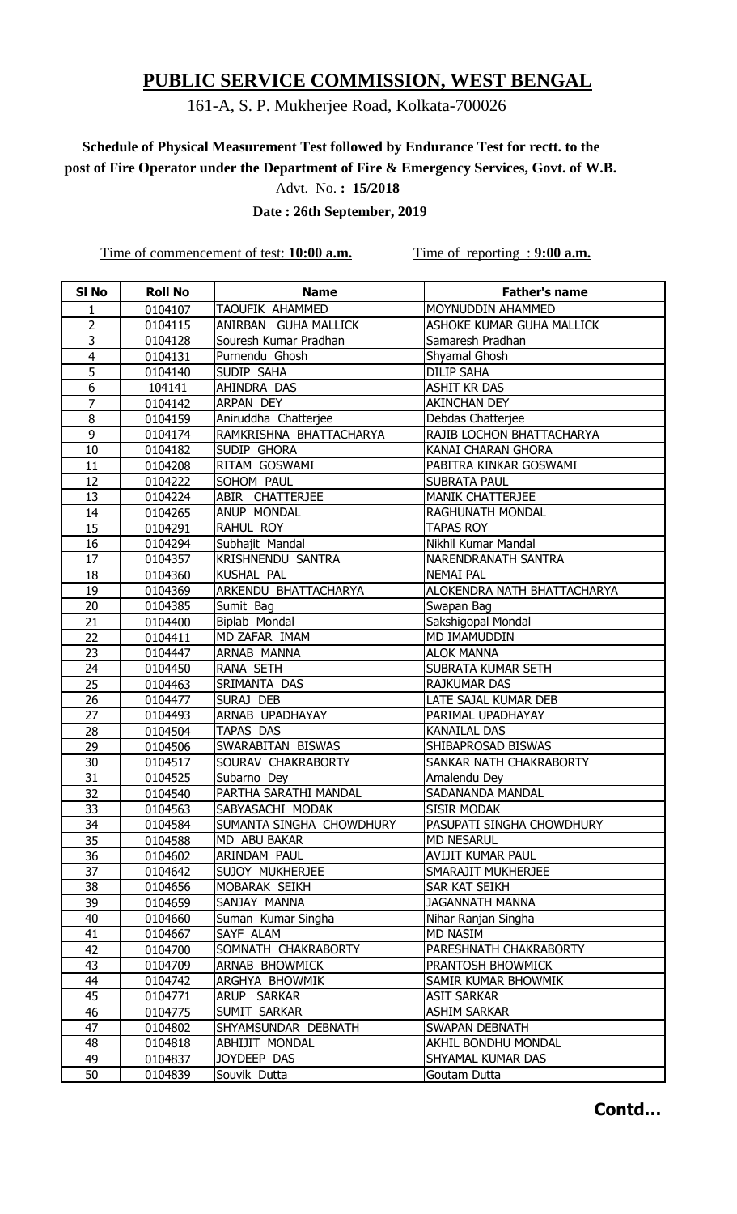# PUBLIC SERVICE COMMISSION, WEST BENGAL

161-A, S. P. Mukherjee Road, Kolkata-700026

**Schedule of Physical Measurement Test followed by Endurance Test for rectt. to the post of Fire Operator under the Department of Fire & Emergency Services, Govt. of W.B.**

Advt. No. **: 15/2018**

**Date : 26th September, 2019**

Time of commencement of test: **10:00 a.m.**    Time of reporting : **9:00 a.m.**

| Sl No | Roll No | Name | Father's name |
|---|---|---|---|
| 1 | 0104107 | TAOUFIK AHAMMED | MOYNUDDIN AHAMMED |
| 2 | 0104115 | ANIRBAN GUHA MALLICK | ASHOKE KUMAR GUHA MALLICK |
| 3 | 0104128 | Souresh Kumar Pradhan | Samaresh Pradhan |
| 4 | 0104131 | Purnendu Ghosh | Shyamal Ghosh |
| 5 | 0104140 | SUDIP SAHA | DILIP SAHA |
| 6 | 104141 | AHINDRA DAS | ASHIT KR DAS |
| 7 | 0104142 | ARPAN DEY | AKINCHAN DEY |
| 8 | 0104159 | Aniruddha Chatterjee | Debdas Chatterjee |
| 9 | 0104174 | RAMKRISHNA BHATTACHARYA | RAJIB LOCHON BHATTACHARYA |
| 10 | 0104182 | SUDIP GHORA | KANAI CHARAN GHORA |
| 11 | 0104208 | RITAM GOSWAMI | PABITRA KINKAR GOSWAMI |
| 12 | 0104222 | SOHOM PAUL | SUBRATA PAUL |
| 13 | 0104224 | ABIR CHATTERJEE | MANIK CHATTERJEE |
| 14 | 0104265 | ANUP MONDAL | RAGHUNATH MONDAL |
| 15 | 0104291 | RAHUL ROY | TAPAS ROY |
| 16 | 0104294 | Subhajit Mandal | Nikhil Kumar Mandal |
| 17 | 0104357 | KRISHNENDU SANTRA | NARENDRANATH SANTRA |
| 18 | 0104360 | KUSHAL PAL | NEMAI PAL |
| 19 | 0104369 | ARKENDU BHATTACHARYA | ALOKENDRA NATH BHATTACHARYA |
| 20 | 0104385 | Sumit Bag | Swapan Bag |
| 21 | 0104400 | Biplab Mondal | Sakshigopal Mondal |
| 22 | 0104411 | MD ZAFAR IMAM | MD IMAMUDDIN |
| 23 | 0104447 | ARNAB MANNA | ALOK MANNA |
| 24 | 0104450 | RANA SETH | SUBRATA KUMAR SETH |
| 25 | 0104463 | SRIMANTA DAS | RAJKUMAR DAS |
| 26 | 0104477 | SURAJ DEB | LATE SAJAL KUMAR DEB |
| 27 | 0104493 | ARNAB UPADHAYAY | PARIMAL UPADHAYAY |
| 28 | 0104504 | TAPAS DAS | KANAILAL DAS |
| 29 | 0104506 | SWARABITAN BISWAS | SHIBAPROSAD BISWAS |
| 30 | 0104517 | SOURAV CHAKRABORTY | SANKAR NATH CHAKRABORTY |
| 31 | 0104525 | Subarno Dey | Amalendu Dey |
| 32 | 0104540 | PARTHA SARATHI MANDAL | SADANANDA MANDAL |
| 33 | 0104563 | SABYASACHI MODAK | SISIR MODAK |
| 34 | 0104584 | SUMANTA SINGHA CHOWDHURY | PASUPATI SINGHA CHOWDHURY |
| 35 | 0104588 | MD ABU BAKAR | MD NESARUL |
| 36 | 0104602 | ARINDAM PAUL | AVIJIT KUMAR PAUL |
| 37 | 0104642 | SUJOY MUKHERJEE | SMARAJIT MUKHERJEE |
| 38 | 0104656 | MOBARAK SEIKH | SAR KAT SEIKH |
| 39 | 0104659 | SANJAY MANNA | JAGANNATH MANNA |
| 40 | 0104660 | Suman Kumar Singha | Nihar Ranjan Singha |
| 41 | 0104667 | SAYF ALAM | MD NASIM |
| 42 | 0104700 | SOMNATH CHAKRABORTY | PARESHNATH CHAKRABORTY |
| 43 | 0104709 | ARNAB BHOWMICK | PRANTOSH BHOWMICK |
| 44 | 0104742 | ARGHYA BHOWMIK | SAMIR KUMAR BHOWMIK |
| 45 | 0104771 | ARUP SARKAR | ASIT SARKAR |
| 46 | 0104775 | SUMIT SARKAR | ASHIM SARKAR |
| 47 | 0104802 | SHYAMSUNDAR DEBNATH | SWAPAN DEBNATH |
| 48 | 0104818 | ABHIJIT MONDAL | AKHIL BONDHU MONDAL |
| 49 | 0104837 | JOYDEEP DAS | SHYAMAL KUMAR DAS |
| 50 | 0104839 | Souvik Dutta | Goutam Dutta |

**Contd…**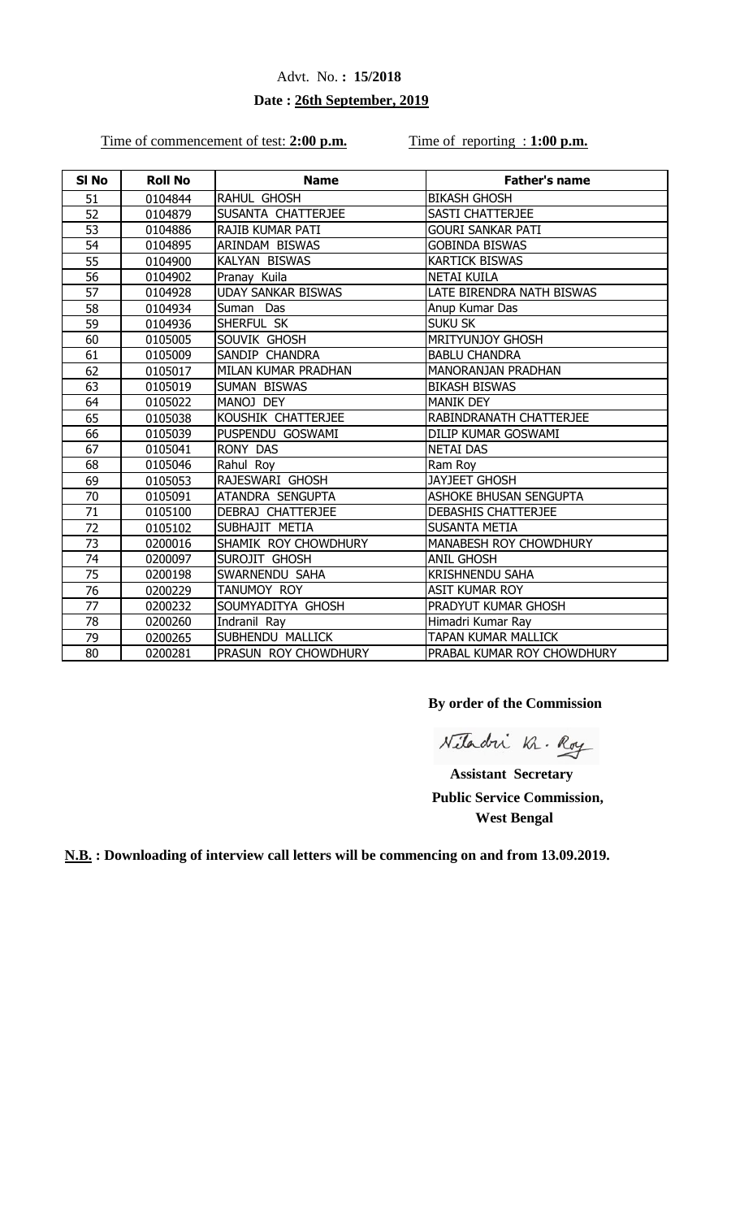Advt. No. **: 15/2018**

**Date : 26th September, 2019**

Time of commencement of test: **2:00 p.m.** Time of reporting : **1:00 p.m.**

| Sl No | Roll No | Name | Father's name |
|---|---|---|---|
| 51 | 0104844 | RAHUL GHOSH | BIKASH GHOSH |
| 52 | 0104879 | SUSANTA CHATTERJEE | SASTI CHATTERJEE |
| 53 | 0104886 | RAJIB KUMAR PATI | GOURI SANKAR PATI |
| 54 | 0104895 | ARINDAM BISWAS | GOBINDA BISWAS |
| 55 | 0104900 | KALYAN BISWAS | KARTICK BISWAS |
| 56 | 0104902 | Pranay Kuila | NETAI KUILA |
| 57 | 0104928 | UDAY SANKAR BISWAS | LATE BIRENDRA NATH BISWAS |
| 58 | 0104934 | Suman Das | Anup Kumar Das |
| 59 | 0104936 | SHERFUL SK | SUKU SK |
| 60 | 0105005 | SOUVIK GHOSH | MRITYUNJOY GHOSH |
| 61 | 0105009 | SANDIP CHANDRA | BABLU CHANDRA |
| 62 | 0105017 | MILAN KUMAR PRADHAN | MANORANJAN PRADHAN |
| 63 | 0105019 | SUMAN BISWAS | BIKASH BISWAS |
| 64 | 0105022 | MANOJ DEY | MANIK DEY |
| 65 | 0105038 | KOUSHIK CHATTERJEE | RABINDRANATH CHATTERJEE |
| 66 | 0105039 | PUSPENDU GOSWAMI | DILIP KUMAR GOSWAMI |
| 67 | 0105041 | RONY DAS | NETAI DAS |
| 68 | 0105046 | Rahul Roy | Ram Roy |
| 69 | 0105053 | RAJESWARI GHOSH | JAYJEET GHOSH |
| 70 | 0105091 | ATANDRA SENGUPTA | ASHOKE BHUSAN SENGUPTA |
| 71 | 0105100 | DEBRAJ CHATTERJEE | DEBASHIS CHATTERJEE |
| 72 | 0105102 | SUBHAJIT METIA | SUSANTA METIA |
| 73 | 0200016 | SHAMIK ROY CHOWDHURY | MANABESH ROY CHOWDHURY |
| 74 | 0200097 | SUROJIT GHOSH | ANIL GHOSH |
| 75 | 0200198 | SWARNENDU SAHA | KRISHNENDU SAHA |
| 76 | 0200229 | TANUMOY ROY | ASIT KUMAR ROY |
| 77 | 0200232 | SOUMYADITYA GHOSH | PRADYUT KUMAR GHOSH |
| 78 | 0200260 | Indranil Ray | Himadri Kumar Ray |
| 79 | 0200265 | SUBHENDU MALLICK | TAPAN KUMAR MALLICK |
| 80 | 0200281 | PRASUN ROY CHOWDHURY | PRABAL KUMAR ROY CHOWDHURY |

**By order of the Commission**

Niladri Kr. Roy

**Assistant Secretary**
**Public Service Commission,**
**West Bengal**

**N.B. : Downloading of interview call letters will be commencing on and from 13.09.2019.**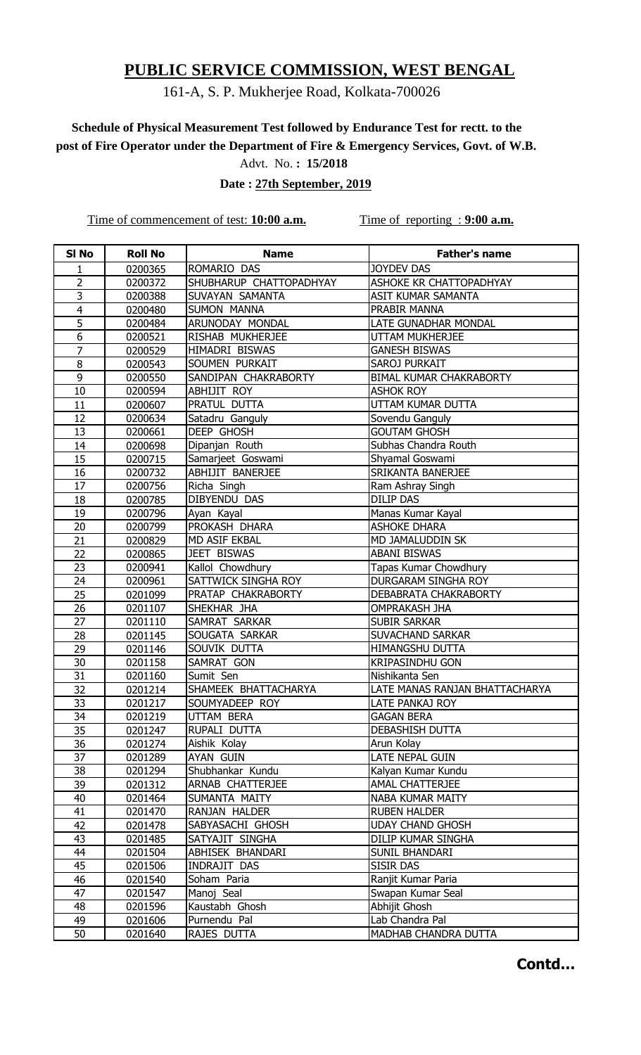# PUBLIC SERVICE COMMISSION, WEST BENGAL

161-A, S. P. Mukherjee Road, Kolkata-700026

**Schedule of Physical Measurement Test followed by Endurance Test for rectt. to the post of Fire Operator under the Department of Fire & Emergency Services, Govt. of W.B.**

Advt. No. **: 15/2018**

**Date : 27th September, 2019**

Time of commencement of test: **10:00 a.m.**  Time of reporting : **9:00 a.m.**

| Sl No | Roll No | Name | Father's name |
|---|---|---|---|
| 1 | 0200365 | ROMARIO DAS | JOYDEV DAS |
| 2 | 0200372 | SHUBHARUP CHATTOPADHYAY | ASHOKE KR CHATTOPADHYAY |
| 3 | 0200388 | SUVAYAN SAMANTA | ASIT KUMAR SAMANTA |
| 4 | 0200480 | SUMON MANNA | PRABIR MANNA |
| 5 | 0200484 | ARUNODAY MONDAL | LATE GUNADHAR MONDAL |
| 6 | 0200521 | RISHAB MUKHERJEE | UTTAM MUKHERJEE |
| 7 | 0200529 | HIMADRI BISWAS | GANESH BISWAS |
| 8 | 0200543 | SOUMEN PURKAIT | SAROJ PURKAIT |
| 9 | 0200550 | SANDIPAN CHAKRABORTY | BIMAL KUMAR CHAKRABORTY |
| 10 | 0200594 | ABHIJIT ROY | ASHOK ROY |
| 11 | 0200607 | PRATUL DUTTA | UTTAM KUMAR DUTTA |
| 12 | 0200634 | Satadru Ganguly | Sovendu Ganguly |
| 13 | 0200661 | DEEP GHOSH | GOUTAM GHOSH |
| 14 | 0200698 | Dipanjan Routh | Subhas Chandra Routh |
| 15 | 0200715 | Samarjeet Goswami | Shyamal Goswami |
| 16 | 0200732 | ABHIJIT BANERJEE | SRIKANTA BANERJEE |
| 17 | 0200756 | Richa Singh | Ram Ashray Singh |
| 18 | 0200785 | DIBYENDU DAS | DILIP DAS |
| 19 | 0200796 | Ayan Kayal | Manas Kumar Kayal |
| 20 | 0200799 | PROKASH DHARA | ASHOKE DHARA |
| 21 | 0200829 | MD ASIF EKBAL | MD JAMALUDDIN SK |
| 22 | 0200865 | JEET BISWAS | ABANI BISWAS |
| 23 | 0200941 | Kallol Chowdhury | Tapas Kumar Chowdhury |
| 24 | 0200961 | SATTWICK SINGHA ROY | DURGARAM SINGHA ROY |
| 25 | 0201099 | PRATAP CHAKRABORTY | DEBABRATA CHAKRABORTY |
| 26 | 0201107 | SHEKHAR JHA | OMPRAKASH JHA |
| 27 | 0201110 | SAMRAT SARKAR | SUBIR SARKAR |
| 28 | 0201145 | SOUGATA SARKAR | SUVACHAND SARKAR |
| 29 | 0201146 | SOUVIK DUTTA | HIMANGSHU DUTTA |
| 30 | 0201158 | SAMRAT GON | KRIPASINDHU GON |
| 31 | 0201160 | Sumit Sen | Nishikanta Sen |
| 32 | 0201214 | SHAMEEK BHATTACHARYA | LATE MANAS RANJAN BHATTACHARYA |
| 33 | 0201217 | SOUMYADEEP ROY | LATE PANKAJ ROY |
| 34 | 0201219 | UTTAM BERA | GAGAN BERA |
| 35 | 0201247 | RUPALI DUTTA | DEBASHISH DUTTA |
| 36 | 0201274 | Aishik Kolay | Arun Kolay |
| 37 | 0201289 | AYAN GUIN | LATE NEPAL GUIN |
| 38 | 0201294 | Shubhankar Kundu | Kalyan Kumar Kundu |
| 39 | 0201312 | ARNAB CHATTERJEE | AMAL CHATTERJEE |
| 40 | 0201464 | SUMANTA MAITY | NABA KUMAR MAITY |
| 41 | 0201470 | RANJAN HALDER | RUBEN HALDER |
| 42 | 0201478 | SABYASACHI GHOSH | UDAY CHAND GHOSH |
| 43 | 0201485 | SATYAJIT SINGHA | DILIP KUMAR SINGHA |
| 44 | 0201504 | ABHISEK BHANDARI | SUNIL BHANDARI |
| 45 | 0201506 | INDRAJIT DAS | SISIR DAS |
| 46 | 0201540 | Soham Paria | Ranjit Kumar Paria |
| 47 | 0201547 | Manoj Seal | Swapan Kumar Seal |
| 48 | 0201596 | Kaustabh Ghosh | Abhijit Ghosh |
| 49 | 0201606 | Purnendu Pal | Lab Chandra Pal |
| 50 | 0201640 | RAJES DUTTA | MADHAB CHANDRA DUTTA |

**Contd…**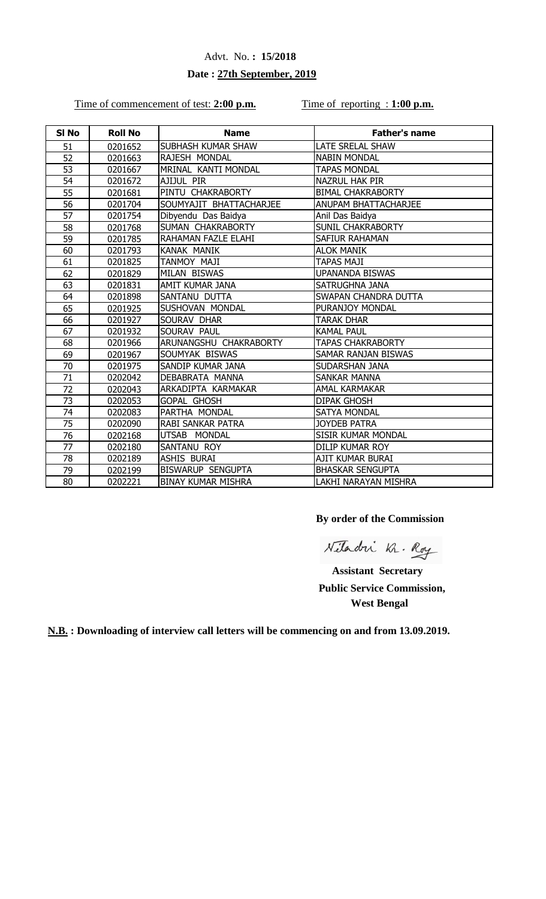Advt. No. **: 15/2018**

**Date : 27th September, 2019**

Time of commencement of test: **2:00 p.m.**    Time of reporting : **1:00 p.m.**

| Sl No | Roll No | Name | Father's name |
|---|---|---|---|
| 51 | 0201652 | SUBHASH KUMAR SHAW | LATE SRELAL SHAW |
| 52 | 0201663 | RAJESH MONDAL | NABIN MONDAL |
| 53 | 0201667 | MRINAL KANTI MONDAL | TAPAS MONDAL |
| 54 | 0201672 | AJIJUL PIR | NAZRUL HAK PIR |
| 55 | 0201681 | PINTU CHAKRABORTY | BIMAL CHAKRABORTY |
| 56 | 0201704 | SOUMYAJIT BHATTACHARJEE | ANUPAM BHATTACHARJEE |
| 57 | 0201754 | Dibyendu Das Baidya | Anil Das Baidya |
| 58 | 0201768 | SUMAN CHAKRABORTY | SUNIL CHAKRABORTY |
| 59 | 0201785 | RAHAMAN FAZLE ELAHI | SAFIUR RAHAMAN |
| 60 | 0201793 | KANAK MANIK | ALOK MANIK |
| 61 | 0201825 | TANMOY MAJI | TAPAS MAJI |
| 62 | 0201829 | MILAN BISWAS | UPANANDA BISWAS |
| 63 | 0201831 | AMIT KUMAR JANA | SATRUGHNA JANA |
| 64 | 0201898 | SANTANU DUTTA | SWAPAN CHANDRA DUTTA |
| 65 | 0201925 | SUSHOVAN MONDAL | PURANJOY MONDAL |
| 66 | 0201927 | SOURAV DHAR | TARAK DHAR |
| 67 | 0201932 | SOURAV PAUL | KAMAL PAUL |
| 68 | 0201966 | ARUNANGSHU CHAKRABORTY | TAPAS CHAKRABORTY |
| 69 | 0201967 | SOUMYAK BISWAS | SAMAR RANJAN BISWAS |
| 70 | 0201975 | SANDIP KUMAR JANA | SUDARSHAN JANA |
| 71 | 0202042 | DEBABRATA MANNA | SANKAR MANNA |
| 72 | 0202043 | ARKADIPTA KARMAKAR | AMAL KARMAKAR |
| 73 | 0202053 | GOPAL GHOSH | DIPAK GHOSH |
| 74 | 0202083 | PARTHA MONDAL | SATYA MONDAL |
| 75 | 0202090 | RABI SANKAR PATRA | JOYDEB PATRA |
| 76 | 0202168 | UTSAB MONDAL | SISIR KUMAR MONDAL |
| 77 | 0202180 | SANTANU ROY | DILIP KUMAR ROY |
| 78 | 0202189 | ASHIS BURAI | AJIT KUMAR BURAI |
| 79 | 0202199 | BISWARUP SENGUPTA | BHASKAR SENGUPTA |
| 80 | 0202221 | BINAY KUMAR MISHRA | LAKHI NARAYAN MISHRA |

**By order of the Commission**

Niladri Kr. Roy

**Assistant Secretary**

**Public Service Commission,**

**West Bengal**

**N.B. : Downloading of interview call letters will be commencing on and from 13.09.2019.**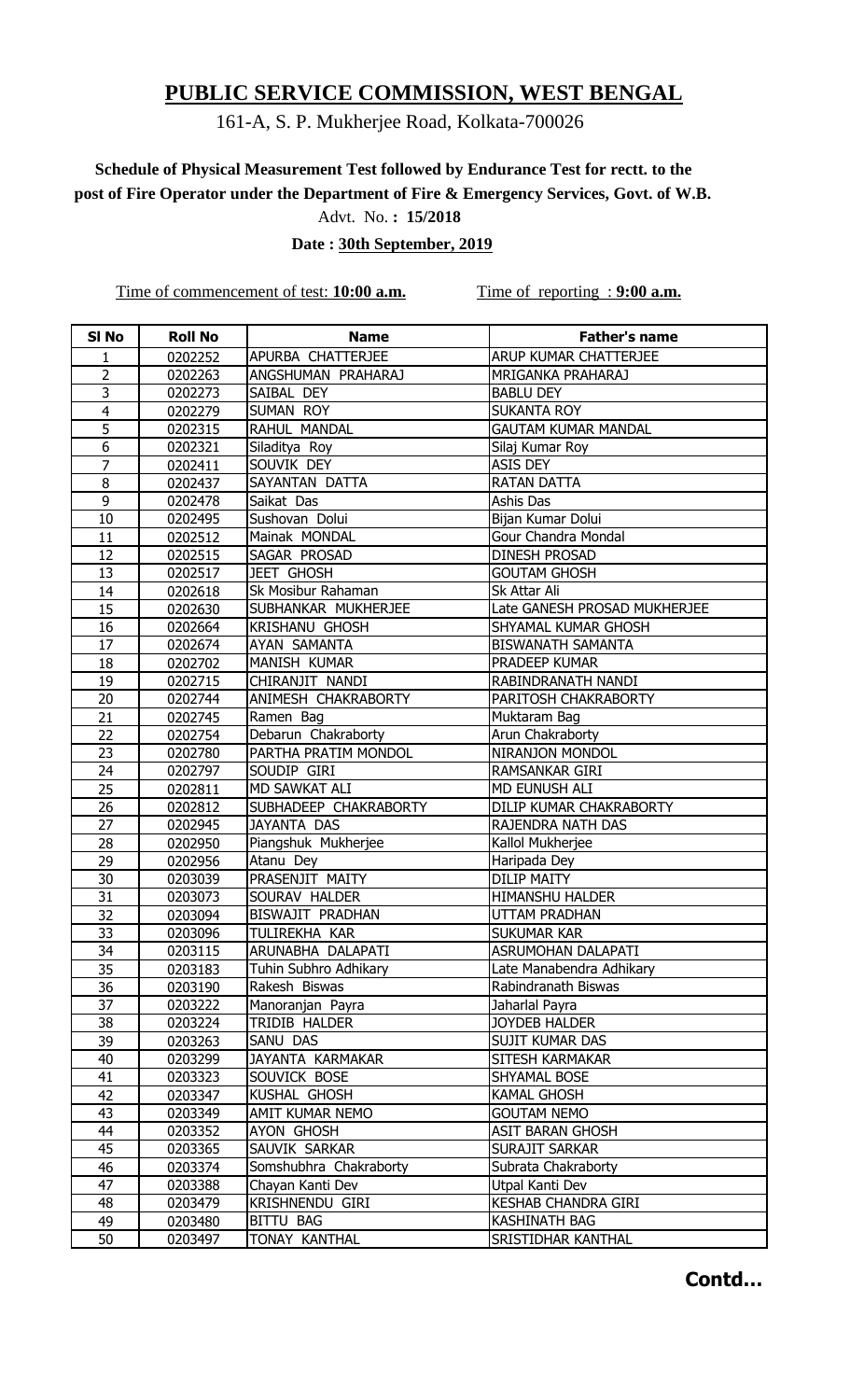# PUBLIC SERVICE COMMISSION, WEST BENGAL

161-A, S. P. Mukherjee Road, Kolkata-700026

**Schedule of Physical Measurement Test followed by Endurance Test for rectt. to the post of Fire Operator under the Department of Fire & Emergency Services, Govt. of W.B.**

Advt. No. **: 15/2018**

**Date : 30th September, 2019**

Time of commencement of test: **10:00 a.m.**    Time of reporting : **9:00 a.m.**

| Sl No | Roll No | Name | Father's name |
|---|---|---|---|
| 1 | 0202252 | APURBA CHATTERJEE | ARUP KUMAR CHATTERJEE |
| 2 | 0202263 | ANGSHUMAN PRAHARAJ | MRIGANKA PRAHARAJ |
| 3 | 0202273 | SAIBAL DEY | BABLU DEY |
| 4 | 0202279 | SUMAN ROY | SUKANTA ROY |
| 5 | 0202315 | RAHUL MANDAL | GAUTAM KUMAR MANDAL |
| 6 | 0202321 | Siladitya Roy | Silaj Kumar Roy |
| 7 | 0202411 | SOUVIK DEY | ASIS DEY |
| 8 | 0202437 | SAYANTAN DATTA | RATAN DATTA |
| 9 | 0202478 | Saikat Das | Ashis Das |
| 10 | 0202495 | Sushovan Dolui | Bijan Kumar Dolui |
| 11 | 0202512 | Mainak MONDAL | Gour Chandra Mondal |
| 12 | 0202515 | SAGAR PROSAD | DINESH PROSAD |
| 13 | 0202517 | JEET GHOSH | GOUTAM GHOSH |
| 14 | 0202618 | Sk Mosibur Rahaman | Sk Attar Ali |
| 15 | 0202630 | SUBHANKAR MUKHERJEE | Late GANESH PROSAD MUKHERJEE |
| 16 | 0202664 | KRISHANU GHOSH | SHYAMAL KUMAR GHOSH |
| 17 | 0202674 | AYAN SAMANTA | BISWANATH SAMANTA |
| 18 | 0202702 | MANISH KUMAR | PRADEEP KUMAR |
| 19 | 0202715 | CHIRANJIT NANDI | RABINDRANATH NANDI |
| 20 | 0202744 | ANIMESH CHAKRABORTY | PARITOSH CHAKRABORTY |
| 21 | 0202745 | Ramen Bag | Muktaram Bag |
| 22 | 0202754 | Debarun Chakraborty | Arun Chakraborty |
| 23 | 0202780 | PARTHA PRATIM MONDOL | NIRANJON MONDOL |
| 24 | 0202797 | SOUDIP GIRI | RAMSANKAR GIRI |
| 25 | 0202811 | MD SAWKAT ALI | MD EUNUSH ALI |
| 26 | 0202812 | SUBHADEEP CHAKRABORTY | DILIP KUMAR CHAKRABORTY |
| 27 | 0202945 | JAYANTA DAS | RAJENDRA NATH DAS |
| 28 | 0202950 | Piangshuk Mukherjee | Kallol Mukherjee |
| 29 | 0202956 | Atanu Dey | Haripada Dey |
| 30 | 0203039 | PRASENJIT MAITY | DILIP MAITY |
| 31 | 0203073 | SOURAV HALDER | HIMANSHU HALDER |
| 32 | 0203094 | BISWAJIT PRADHAN | UTTAM PRADHAN |
| 33 | 0203096 | TULIREKHA KAR | SUKUMAR KAR |
| 34 | 0203115 | ARUNABHA DALAPATI | ASRUMOHAN DALAPATI |
| 35 | 0203183 | Tuhin Subhro Adhikary | Late Manabendra Adhikary |
| 36 | 0203190 | Rakesh Biswas | Rabindranath Biswas |
| 37 | 0203222 | Manoranjan Payra | Jaharlal Payra |
| 38 | 0203224 | TRIDIB HALDER | JOYDEB HALDER |
| 39 | 0203263 | SANU DAS | SUJIT KUMAR DAS |
| 40 | 0203299 | JAYANTA KARMAKAR | SITESH KARMAKAR |
| 41 | 0203323 | SOUVICK BOSE | SHYAMAL BOSE |
| 42 | 0203347 | KUSHAL GHOSH | KAMAL GHOSH |
| 43 | 0203349 | AMIT KUMAR NEMO | GOUTAM NEMO |
| 44 | 0203352 | AYON GHOSH | ASIT BARAN GHOSH |
| 45 | 0203365 | SAUVIK SARKAR | SURAJIT SARKAR |
| 46 | 0203374 | Somshubhra Chakraborty | Subrata Chakraborty |
| 47 | 0203388 | Chayan Kanti Dev | Utpal Kanti Dev |
| 48 | 0203479 | KRISHNENDU GIRI | KESHAB CHANDRA GIRI |
| 49 | 0203480 | BITTU BAG | KASHINATH BAG |
| 50 | 0203497 | TONAY KANTHAL | SRISTIDHAR KANTHAL |

**Contd…**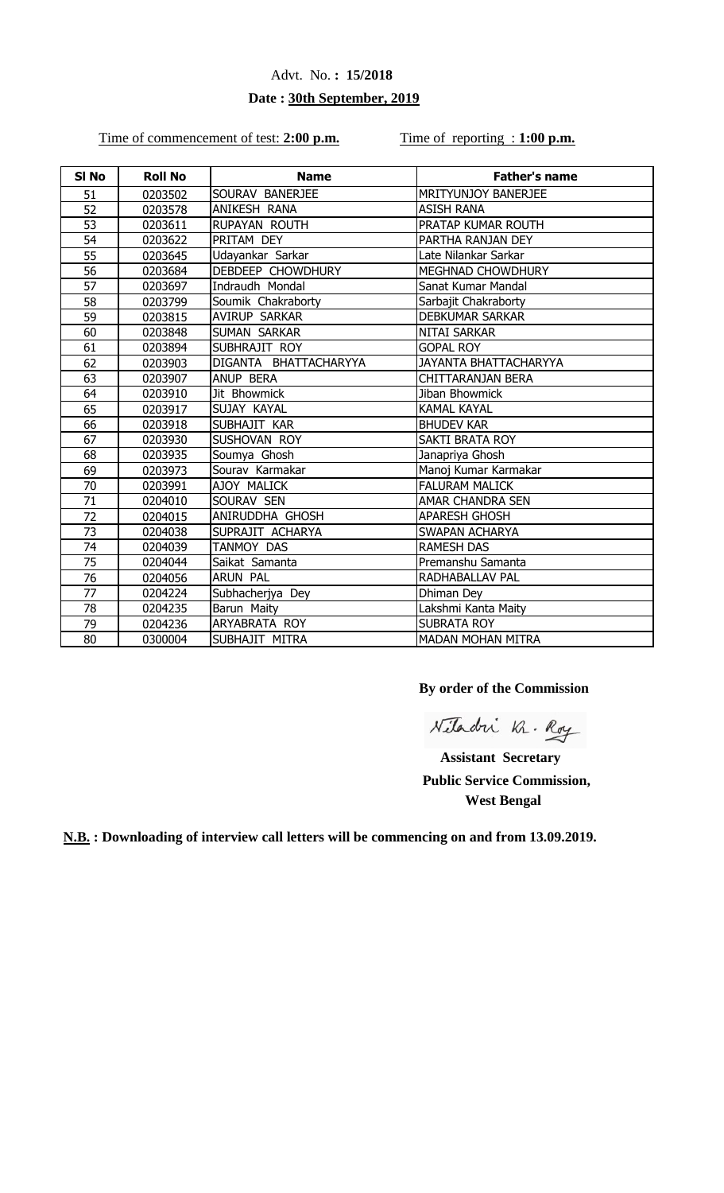Advt. No. **: 15/2018**

**Date : 30th September, 2019**

Time of commencement of test: **2:00 p.m.** Time of reporting : **1:00 p.m.**

| Sl No | Roll No | Name | Father's name |
|---|---|---|---|
| 51 | 0203502 | SOURAV BANERJEE | MRITYUNJOY BANERJEE |
| 52 | 0203578 | ANIKESH RANA | ASISH RANA |
| 53 | 0203611 | RUPAYAN ROUTH | PRATAP KUMAR ROUTH |
| 54 | 0203622 | PRITAM DEY | PARTHA RANJAN DEY |
| 55 | 0203645 | Udayankar Sarkar | Late Nilankar Sarkar |
| 56 | 0203684 | DEBDEEP CHOWDHURY | MEGHNAD CHOWDHURY |
| 57 | 0203697 | Indraudh Mondal | Sanat Kumar Mandal |
| 58 | 0203799 | Soumik Chakraborty | Sarbajit Chakraborty |
| 59 | 0203815 | AVIRUP SARKAR | DEBKUMAR SARKAR |
| 60 | 0203848 | SUMAN SARKAR | NITAI SARKAR |
| 61 | 0203894 | SUBHRAJIT ROY | GOPAL ROY |
| 62 | 0203903 | DIGANTA BHATTACHARYYA | JAYANTA BHATTACHARYYA |
| 63 | 0203907 | ANUP BERA | CHITTARANJAN BERA |
| 64 | 0203910 | Jit Bhowmick | Jiban Bhowmick |
| 65 | 0203917 | SUJAY KAYAL | KAMAL KAYAL |
| 66 | 0203918 | SUBHAJIT KAR | BHUDEV KAR |
| 67 | 0203930 | SUSHOVAN ROY | SAKTI BRATA ROY |
| 68 | 0203935 | Soumya Ghosh | Janapriya Ghosh |
| 69 | 0203973 | Sourav Karmakar | Manoj Kumar Karmakar |
| 70 | 0203991 | AJOY MALICK | FALURAM MALICK |
| 71 | 0204010 | SOURAV SEN | AMAR CHANDRA SEN |
| 72 | 0204015 | ANIRUDDHA GHOSH | APARESH GHOSH |
| 73 | 0204038 | SUPRAJIT ACHARYA | SWAPAN ACHARYA |
| 74 | 0204039 | TANMOY DAS | RAMESH DAS |
| 75 | 0204044 | Saikat Samanta | Premanshu Samanta |
| 76 | 0204056 | ARUN PAL | RADHABALLAV PAL |
| 77 | 0204224 | Subhacherjya Dey | Dhiman Dey |
| 78 | 0204235 | Barun Maity | Lakshmi Kanta Maity |
| 79 | 0204236 | ARYABRATA ROY | SUBRATA ROY |
| 80 | 0300004 | SUBHAJIT MITRA | MADAN MOHAN MITRA |

**By order of the Commission**

Niladri Kr. Roy

**Assistant Secretary**
**Public Service Commission,**
**West Bengal**

**N.B. : Downloading of interview call letters will be commencing on and from 13.09.2019.**